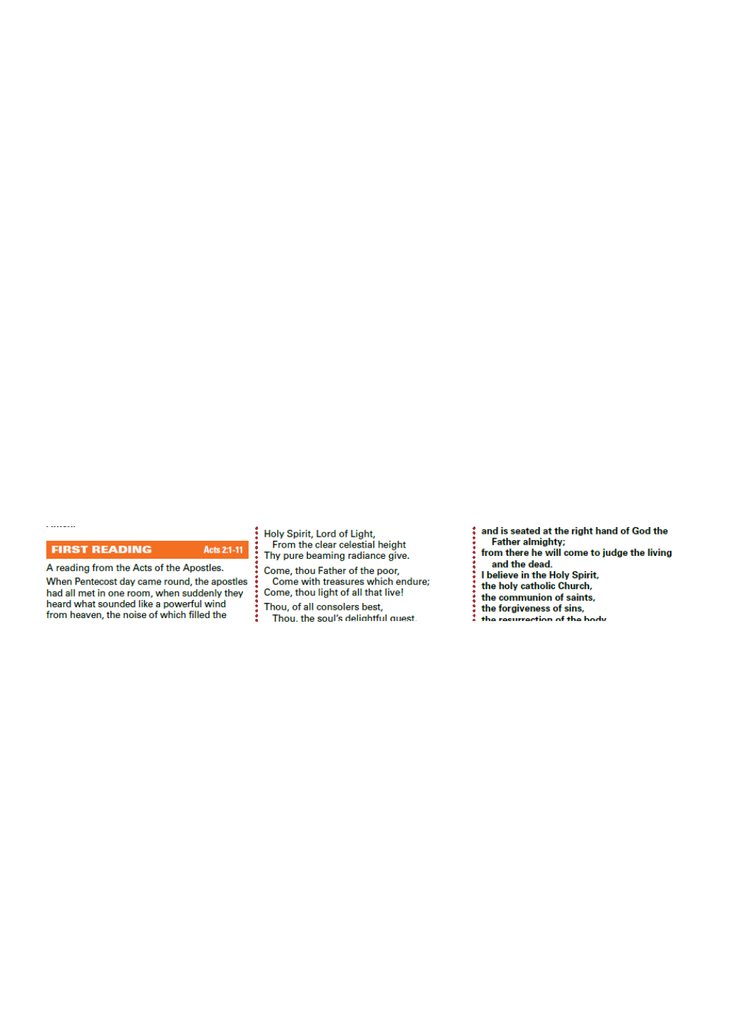## FIRST READING Acts 2:1-11

A reading from the Acts of the Apostles.

When Pentecost day came round, the apostles had all met in one room, when suddenly they heard what sounded like a powerful wind from heaven, the noise of which filled the

Holy Spirit, Lord of Light,
From the clear celestial height
Thy pure beaming radiance give.

Come, thou Father of the poor,
Come with treasures which endure;
Come, thou light of all that live!

Thou, of all consolers best,
Thou, the soul's delightful guest,

**and is seated at the right hand of God the Father almighty;**
**from there he will come to judge the living and the dead.**
**I believe in the Holy Spirit,**
**the holy catholic Church,**
**the communion of saints,**
**the forgiveness of sins,**
**the resurrection of the body**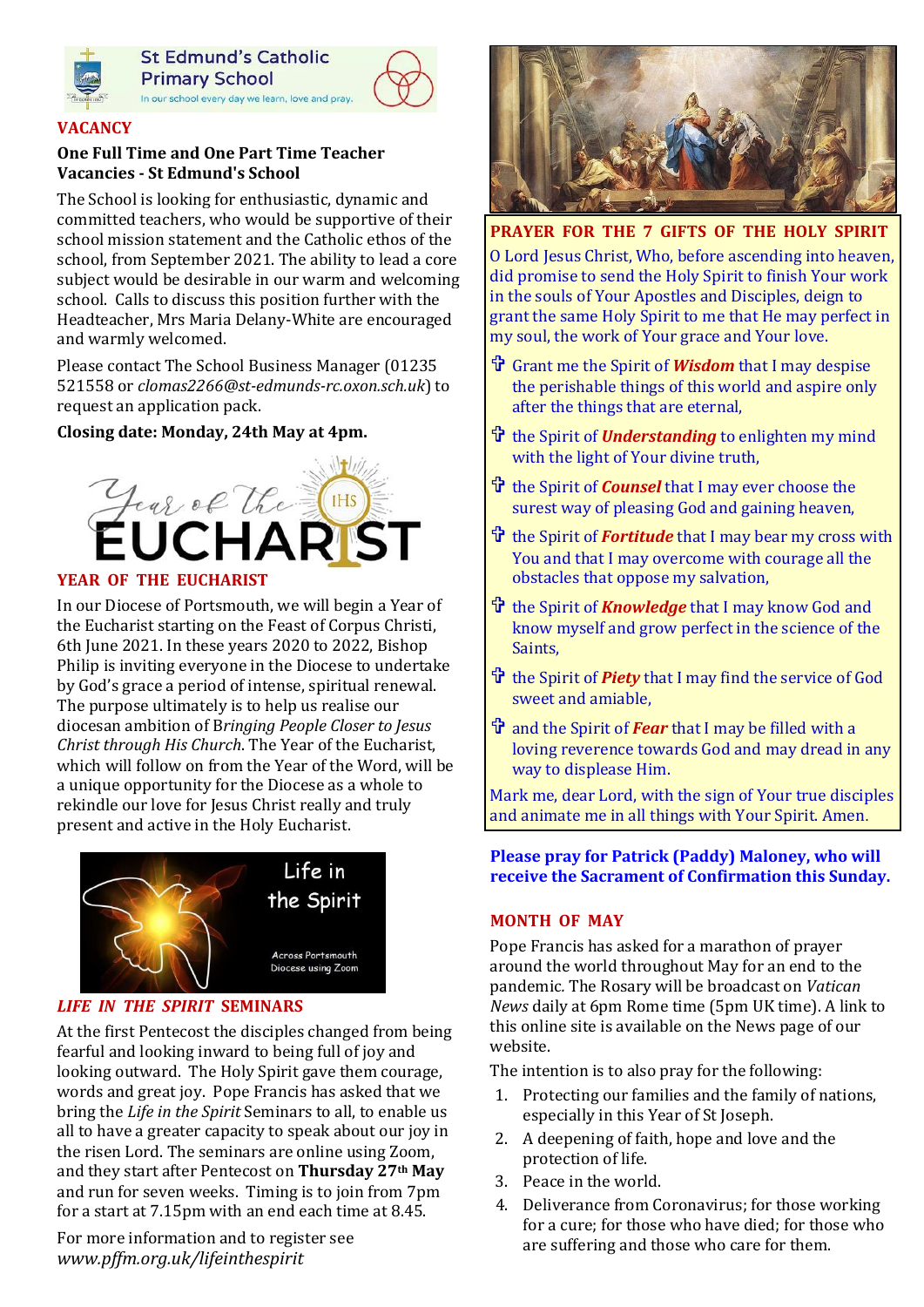St Edmund's Catholic Primary School

In our school every day we learn, love and pray.

## VACANCY

**One Full Time and One Part Time Teacher Vacancies - St Edmund's School**

The School is looking for enthusiastic, dynamic and committed teachers, who would be supportive of their school mission statement and the Catholic ethos of the school, from September 2021. The ability to lead a core subject would be desirable in our warm and welcoming school. Calls to discuss this position further with the Headteacher, Mrs Maria Delany-White are encouraged and warmly welcomed.

Please contact The School Business Manager (01235 521558 or *clomas2266@st-edmunds-rc.oxon.sch.uk*) to request an application pack.

**Closing date: Monday, 24th May at 4pm.**

Year of the EUCHARIST

## YEAR OF THE EUCHARIST

In our Diocese of Portsmouth, we will begin a Year of the Eucharist starting on the Feast of Corpus Christi, 6th June 2021. In these years 2020 to 2022, Bishop Philip is inviting everyone in the Diocese to undertake by God's grace a period of intense, spiritual renewal. The purpose ultimately is to help us realise our diocesan ambition of B*ringing People Closer to Jesus Christ through His Church*. The Year of the Eucharist, which will follow on from the Year of the Word, will be a unique opportunity for the Diocese as a whole to rekindle our love for Jesus Christ really and truly present and active in the Holy Eucharist.

Life in the Spirit

Across Portsmouth Diocese using Zoom

## *LIFE IN THE SPIRIT* SEMINARS

At the first Pentecost the disciples changed from being fearful and looking inward to being full of joy and looking outward. The Holy Spirit gave them courage, words and great joy. Pope Francis has asked that we bring the *Life in the Spirit* Seminars to all, to enable us all to have a greater capacity to speak about our joy in the risen Lord. The seminars are online using Zoom, and they start after Pentecost on **Thursday 27th May** and run for seven weeks. Timing is to join from 7pm for a start at 7.15pm with an end each time at 8.45.

For more information and to register see *www.pffm.org.uk/lifeinthespirit*

## PRAYER FOR THE 7 GIFTS OF THE HOLY SPIRIT

O Lord Jesus Christ, Who, before ascending into heaven, did promise to send the Holy Spirit to finish Your work in the souls of Your Apostles and Disciples, deign to grant the same Holy Spirit to me that He may perfect in my soul, the work of Your grace and Your love.

- Grant me the Spirit of ***Wisdom*** that I may despise the perishable things of this world and aspire only after the things that are eternal,
- the Spirit of ***Understanding*** to enlighten my mind with the light of Your divine truth,
- the Spirit of ***Counsel*** that I may ever choose the surest way of pleasing God and gaining heaven,
- the Spirit of ***Fortitude*** that I may bear my cross with You and that I may overcome with courage all the obstacles that oppose my salvation,
- the Spirit of ***Knowledge*** that I may know God and know myself and grow perfect in the science of the Saints,
- the Spirit of ***Piety*** that I may find the service of God sweet and amiable,
- and the Spirit of ***Fear*** that I may be filled with a loving reverence towards God and may dread in any way to displease Him.

Mark me, dear Lord, with the sign of Your true disciples and animate me in all things with Your Spirit. Amen.

**Please pray for Patrick (Paddy) Maloney, who will receive the Sacrament of Confirmation this Sunday.**

## MONTH OF MAY

Pope Francis has asked for a marathon of prayer around the world throughout May for an end to the pandemic. The Rosary will be broadcast on *Vatican News* daily at 6pm Rome time (5pm UK time). A link to this online site is available on the News page of our website.

The intention is to also pray for the following:

1. Protecting our families and the family of nations, especially in this Year of St Joseph.
2. A deepening of faith, hope and love and the protection of life.
3. Peace in the world.
4. Deliverance from Coronavirus; for those working for a cure; for those who have died; for those who are suffering and those who care for them.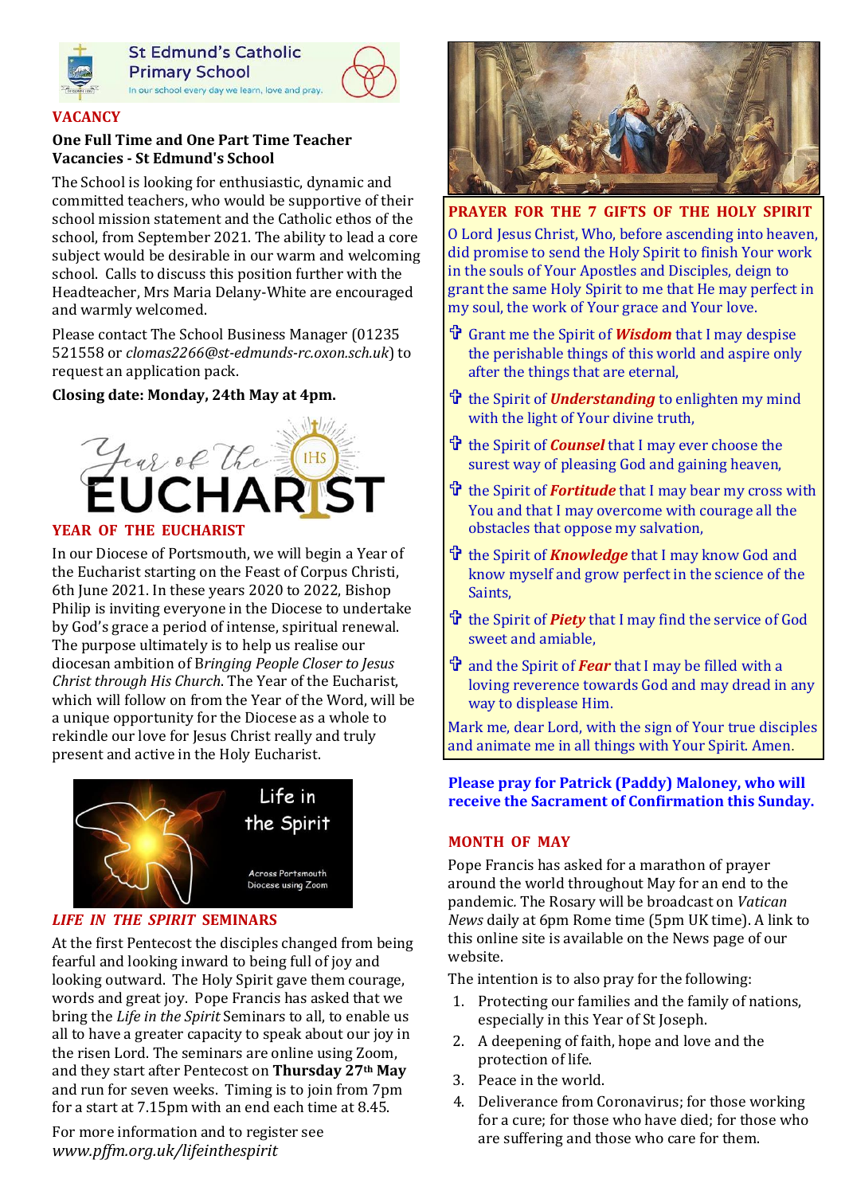St Edmund's Catholic Primary School

In our school every day we learn, love and pray.

## VACANCY

**One Full Time and One Part Time Teacher Vacancies - St Edmund's School**

The School is looking for enthusiastic, dynamic and committed teachers, who would be supportive of their school mission statement and the Catholic ethos of the school, from September 2021. The ability to lead a core subject would be desirable in our warm and welcoming school. Calls to discuss this position further with the Headteacher, Mrs Maria Delany-White are encouraged and warmly welcomed.

Please contact The School Business Manager (01235 521558 or *clomas2266@st-edmunds-rc.oxon.sch.uk*) to request an application pack.

**Closing date: Monday, 24th May at 4pm.**

Year of the EUCHARIST

## YEAR OF THE EUCHARIST

In our Diocese of Portsmouth, we will begin a Year of the Eucharist starting on the Feast of Corpus Christi, 6th June 2021. In these years 2020 to 2022, Bishop Philip is inviting everyone in the Diocese to undertake by God's grace a period of intense, spiritual renewal. The purpose ultimately is to help us realise our diocesan ambition of B*ringing People Closer to Jesus Christ through His Church*. The Year of the Eucharist, which will follow on from the Year of the Word, will be a unique opportunity for the Diocese as a whole to rekindle our love for Jesus Christ really and truly present and active in the Holy Eucharist.

Life in the Spirit

Across Portsmouth Diocese using Zoom

## *LIFE IN THE SPIRIT* SEMINARS

At the first Pentecost the disciples changed from being fearful and looking inward to being full of joy and looking outward. The Holy Spirit gave them courage, words and great joy. Pope Francis has asked that we bring the *Life in the Spirit* Seminars to all, to enable us all to have a greater capacity to speak about our joy in the risen Lord. The seminars are online using Zoom, and they start after Pentecost on **Thursday 27th May** and run for seven weeks. Timing is to join from 7pm for a start at 7.15pm with an end each time at 8.45.

For more information and to register see *www.pffm.org.uk/lifeinthespirit*

## PRAYER FOR THE 7 GIFTS OF THE HOLY SPIRIT

O Lord Jesus Christ, Who, before ascending into heaven, did promise to send the Holy Spirit to finish Your work in the souls of Your Apostles and Disciples, deign to grant the same Holy Spirit to me that He may perfect in my soul, the work of Your grace and Your love.

- Grant me the Spirit of ***Wisdom*** that I may despise the perishable things of this world and aspire only after the things that are eternal,
- the Spirit of ***Understanding*** to enlighten my mind with the light of Your divine truth,
- the Spirit of ***Counsel*** that I may ever choose the surest way of pleasing God and gaining heaven,
- the Spirit of ***Fortitude*** that I may bear my cross with You and that I may overcome with courage all the obstacles that oppose my salvation,
- the Spirit of ***Knowledge*** that I may know God and know myself and grow perfect in the science of the Saints,
- the Spirit of ***Piety*** that I may find the service of God sweet and amiable,
- and the Spirit of ***Fear*** that I may be filled with a loving reverence towards God and may dread in any way to displease Him.

Mark me, dear Lord, with the sign of Your true disciples and animate me in all things with Your Spirit. Amen.

**Please pray for Patrick (Paddy) Maloney, who will receive the Sacrament of Confirmation this Sunday.**

## MONTH OF MAY

Pope Francis has asked for a marathon of prayer around the world throughout May for an end to the pandemic. The Rosary will be broadcast on *Vatican News* daily at 6pm Rome time (5pm UK time). A link to this online site is available on the News page of our website.

The intention is to also pray for the following:

1. Protecting our families and the family of nations, especially in this Year of St Joseph.
2. A deepening of faith, hope and love and the protection of life.
3. Peace in the world.
4. Deliverance from Coronavirus; for those working for a cure; for those who have died; for those who are suffering and those who care for them.